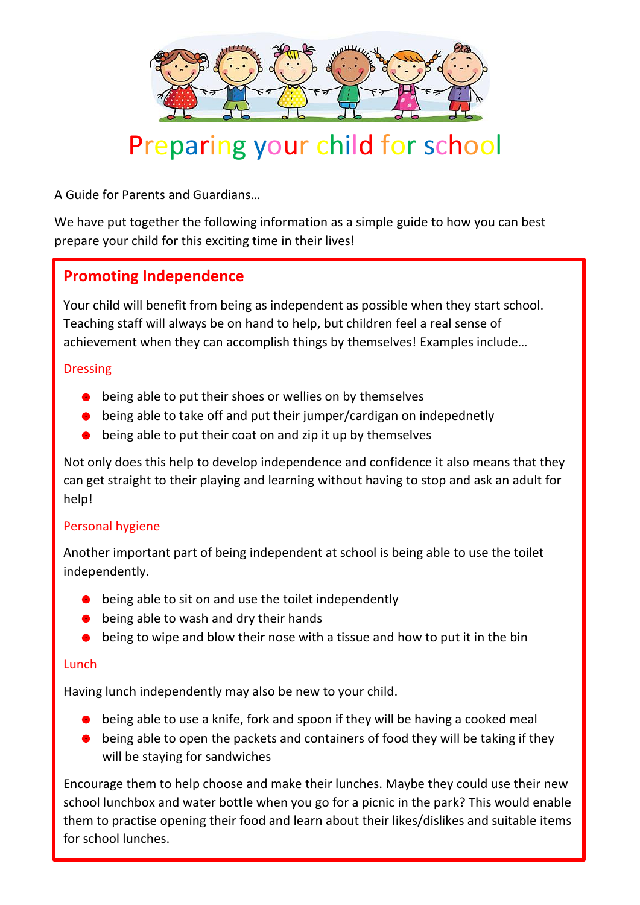# Preparing your child for school

A Guide for Parents and Guardians…

We have put together the following information as a simple guide to how you can best prepare your child for this exciting time in their lives!

## Promoting Independence

Your child will benefit from being as independent as possible when they start school. Teaching staff will always be on hand to help, but children feel a real sense of achievement when they can accomplish things by themselves! Examples include…

### Dressing

- being able to put their shoes or wellies on by themselves
- being able to take off and put their jumper/cardigan on indepednetly
- being able to put their coat on and zip it up by themselves

Not only does this help to develop independence and confidence it also means that they can get straight to their playing and learning without having to stop and ask an adult for help!

### Personal hygiene

Another important part of being independent at school is being able to use the toilet independently.

- being able to sit on and use the toilet independently
- being able to wash and dry their hands
- being to wipe and blow their nose with a tissue and how to put it in the bin

### Lunch

Having lunch independently may also be new to your child.

- being able to use a knife, fork and spoon if they will be having a cooked meal
- being able to open the packets and containers of food they will be taking if they will be staying for sandwiches

Encourage them to help choose and make their lunches. Maybe they could use their new school lunchbox and water bottle when you go for a picnic in the park? This would enable them to practise opening their food and learn about their likes/dislikes and suitable items for school lunches.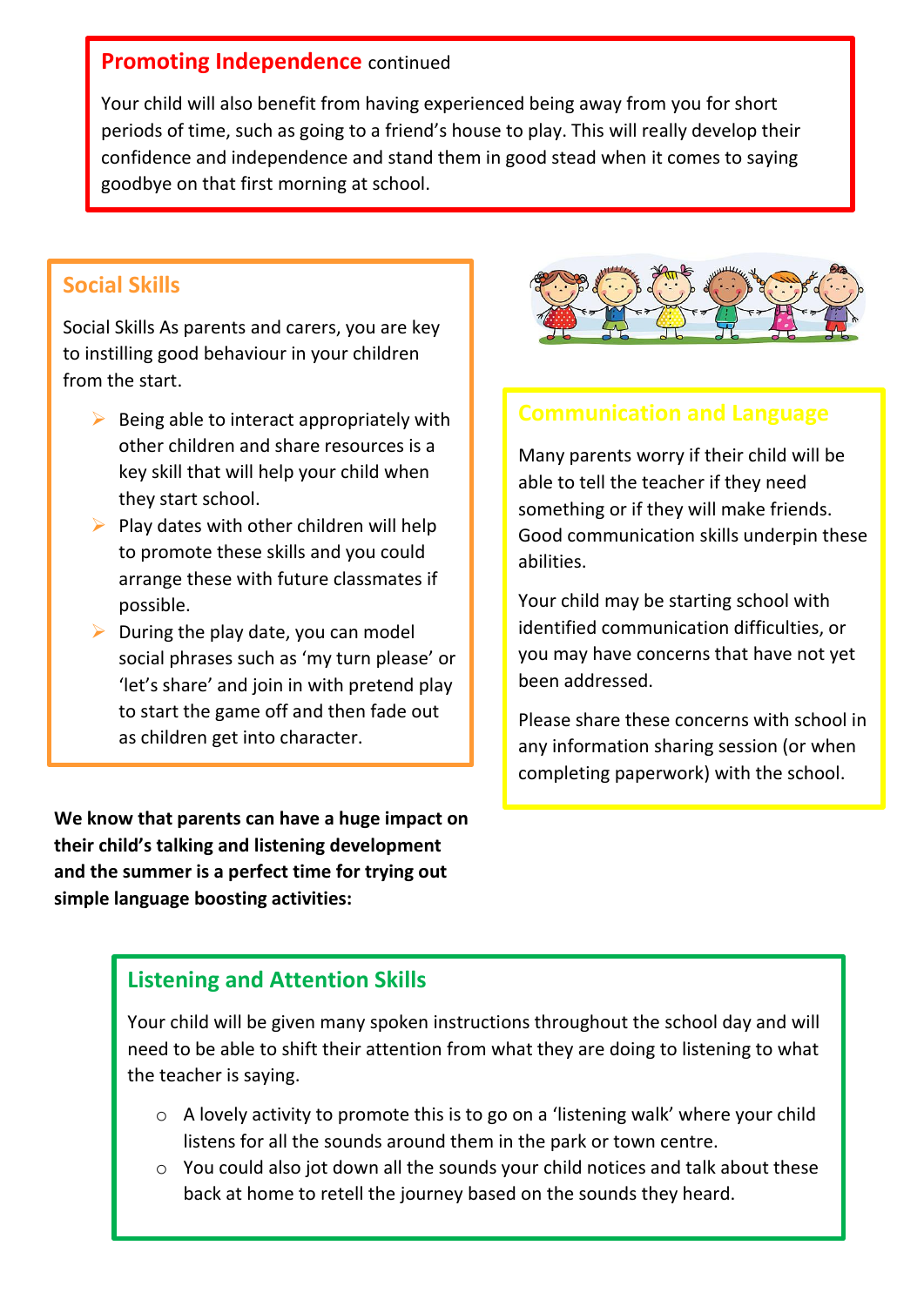## Promoting Independence continued

Your child will also benefit from having experienced being away from you for short periods of time, such as going to a friend's house to play. This will really develop their confidence and independence and stand them in good stead when it comes to saying goodbye on that first morning at school.

## Social Skills

Social Skills As parents and carers, you are key to instilling good behaviour in your children from the start.

- Being able to interact appropriately with other children and share resources is a key skill that will help your child when they start school.
- Play dates with other children will help to promote these skills and you could arrange these with future classmates if possible.
- During the play date, you can model social phrases such as 'my turn please' or 'let's share' and join in with pretend play to start the game off and then fade out as children get into character.

## Communication and Language

Many parents worry if their child will be able to tell the teacher if they need something or if they will make friends. Good communication skills underpin these abilities.

Your child may be starting school with identified communication difficulties, or you may have concerns that have not yet been addressed.

Please share these concerns with school in any information sharing session (or when completing paperwork) with the school.

**We know that parents can have a huge impact on their child's talking and listening development and the summer is a perfect time for trying out simple language boosting activities:**

## Listening and Attention Skills

Your child will be given many spoken instructions throughout the school day and will need to be able to shift their attention from what they are doing to listening to what the teacher is saying.

- A lovely activity to promote this is to go on a 'listening walk' where your child listens for all the sounds around them in the park or town centre.
- You could also jot down all the sounds your child notices and talk about these back at home to retell the journey based on the sounds they heard.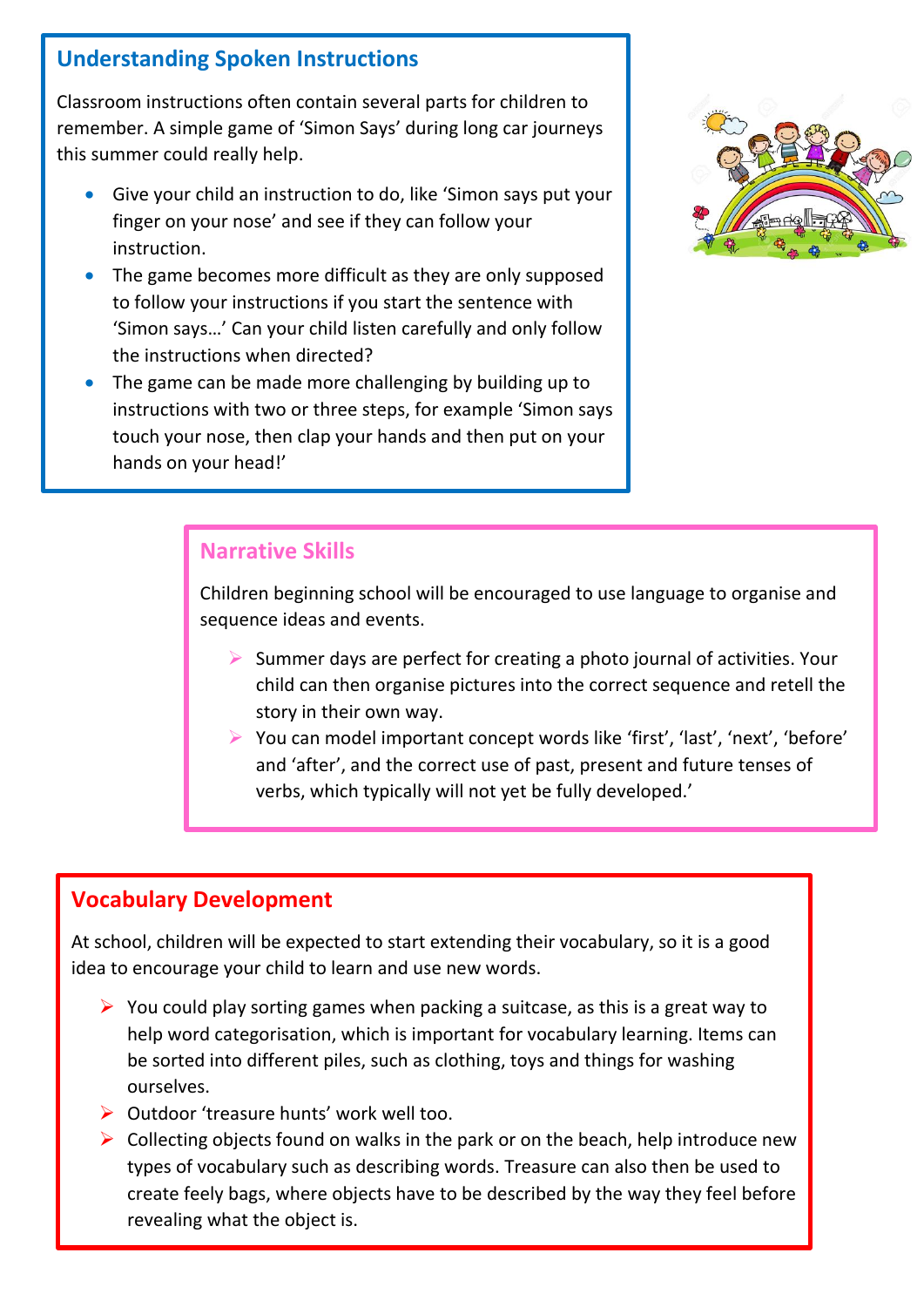## Understanding Spoken Instructions

Classroom instructions often contain several parts for children to remember. A simple game of 'Simon Says' during long car journeys this summer could really help.

- Give your child an instruction to do, like 'Simon says put your finger on your nose' and see if they can follow your instruction.
- The game becomes more difficult as they are only supposed to follow your instructions if you start the sentence with 'Simon says…' Can your child listen carefully and only follow the instructions when directed?
- The game can be made more challenging by building up to instructions with two or three steps, for example 'Simon says touch your nose, then clap your hands and then put on your hands on your head!'

## Narrative Skills

Children beginning school will be encouraged to use language to organise and sequence ideas and events.

- Summer days are perfect for creating a photo journal of activities. Your child can then organise pictures into the correct sequence and retell the story in their own way.
- You can model important concept words like 'first', 'last', 'next', 'before' and 'after', and the correct use of past, present and future tenses of verbs, which typically will not yet be fully developed.'

## Vocabulary Development

At school, children will be expected to start extending their vocabulary, so it is a good idea to encourage your child to learn and use new words.

- You could play sorting games when packing a suitcase, as this is a great way to help word categorisation, which is important for vocabulary learning. Items can be sorted into different piles, such as clothing, toys and things for washing ourselves.
- Outdoor 'treasure hunts' work well too.
- Collecting objects found on walks in the park or on the beach, help introduce new types of vocabulary such as describing words. Treasure can also then be used to create feely bags, where objects have to be described by the way they feel before revealing what the object is.